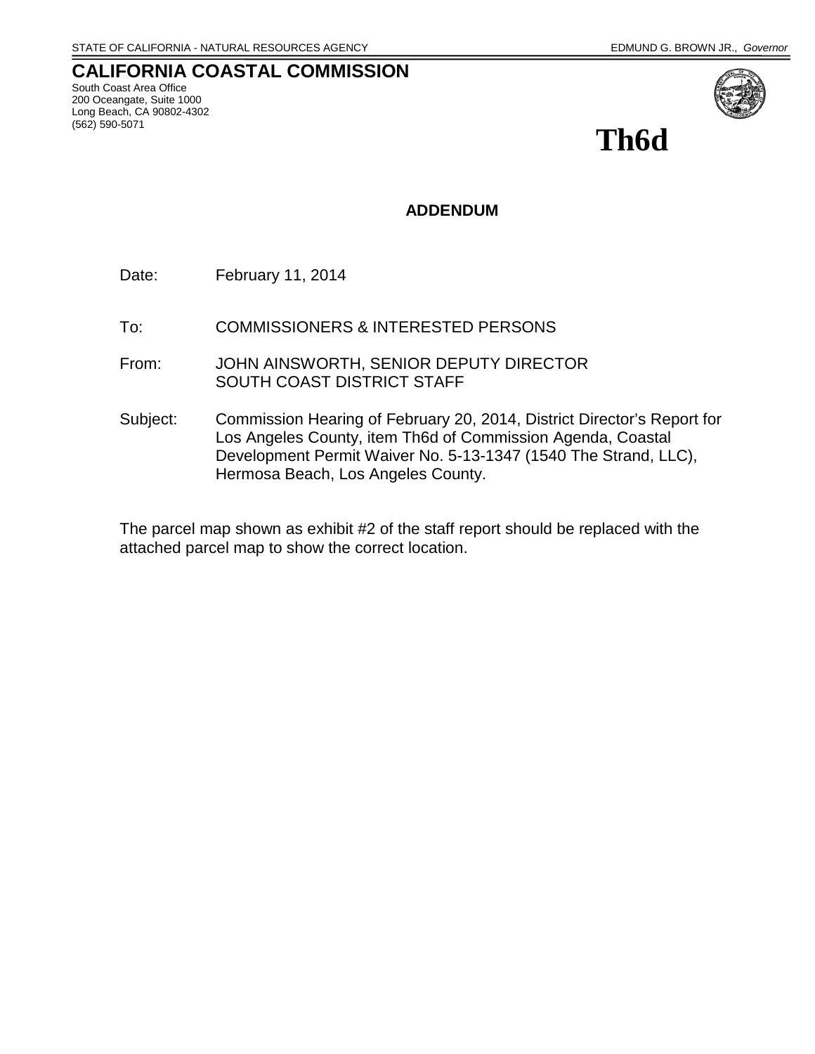STATE OF CALIFORNIA - NATURAL RESOURCES AGENCY EDMUND G. BROWN JR., *Governor*

# CALIFORNIA COASTAL COMMISSION

South Coast Area Office
200 Oceangate, Suite 1000
Long Beach, CA 90802-4302
(562) 590-5071

# Th6d

**ADDENDUM**

Date: February 11, 2014

To: COMMISSIONERS & INTERESTED PERSONS

From: JOHN AINSWORTH, SENIOR DEPUTY DIRECTOR
SOUTH COAST DISTRICT STAFF

Subject: Commission Hearing of February 20, 2014, District Director's Report for Los Angeles County, item Th6d of Commission Agenda, Coastal Development Permit Waiver No. 5-13-1347 (1540 The Strand, LLC), Hermosa Beach, Los Angeles County.

The parcel map shown as exhibit #2 of the staff report should be replaced with the attached parcel map to show the correct location.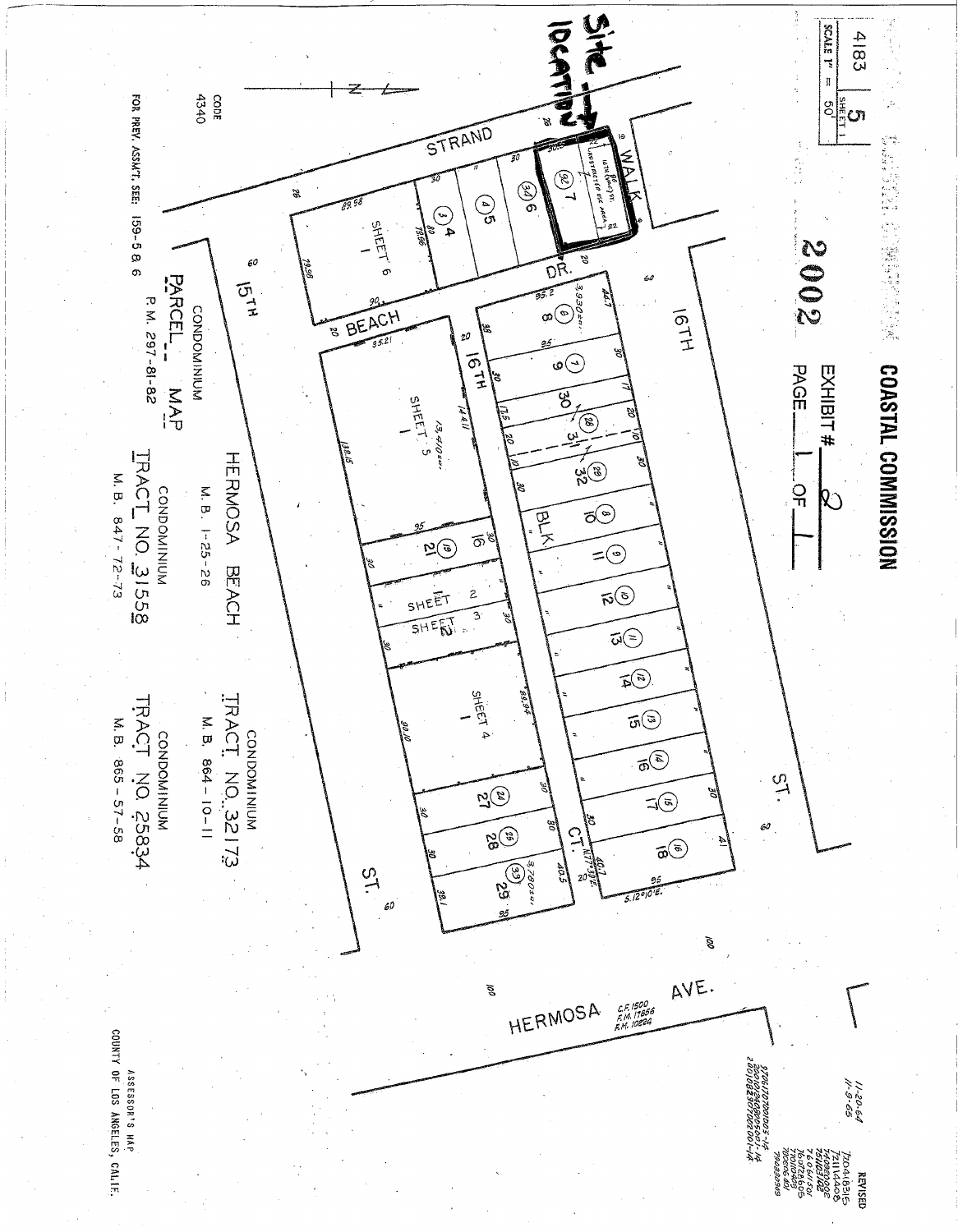**COASTAL COMMISSION**

EXHIBIT # 2

PAGE 1 OF 1

2002

4183 | 5

SHEET 1

SCALE 1" = 50'

Site Location

STRAND

WALK

16TH (ADJ) ST.

RESTRICTED USE AREA

BEACH DR.

16TH ST.

15TH ST.

16TH CT.

BLK.

HERMOSA AVE.

C.F. 1500
F.M. 17856
F.M. 10224

SHEET 6

SHEET 5

SHEET 4

SHEET 2

SHEET 3

CODE 4340

FOR PREV. ASSM'T. SEE: 159-5 & 6

CONDOMINIUM
PARCEL MAP
P.M. 297-81-82

HERMOSA BEACH
M.B. 1-25-26

CONDOMINIUM
TRACT NO. 31558
M.B. 847-72-73

CONDOMINIUM
TRACT NO. 32173
M.B. 864-10-11

CONDOMINIUM
TRACT NO. 25834
M.B. 865-57-58

REVISED
11-20-64
11-9-65

ASSESSOR'S MAP
COUNTY OF LOS ANGELES, CALIF.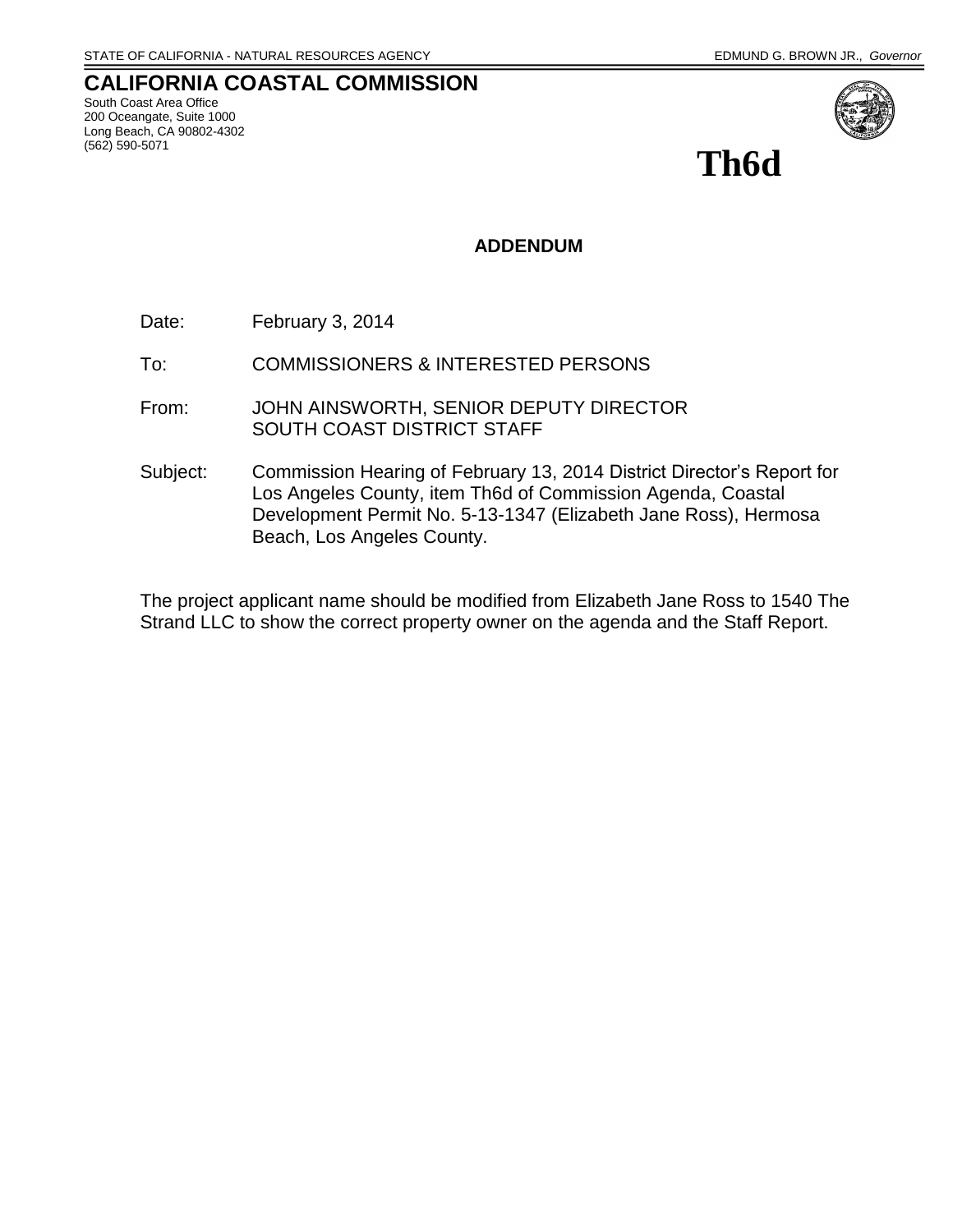STATE OF CALIFORNIA - NATURAL RESOURCES AGENCY EDMUND G. BROWN JR., *Governor*

# CALIFORNIA COASTAL COMMISSION

South Coast Area Office
200 Oceangate, Suite 1000
Long Beach, CA 90802-4302
(562) 590-5071

# Th6d

## ADDENDUM

Date: February 3, 2014

To: COMMISSIONERS & INTERESTED PERSONS

From: JOHN AINSWORTH, SENIOR DEPUTY DIRECTOR
SOUTH COAST DISTRICT STAFF

Subject: Commission Hearing of February 13, 2014 District Director's Report for Los Angeles County, item Th6d of Commission Agenda, Coastal Development Permit No. 5-13-1347 (Elizabeth Jane Ross), Hermosa Beach, Los Angeles County.

The project applicant name should be modified from Elizabeth Jane Ross to 1540 The Strand LLC to show the correct property owner on the agenda and the Staff Report.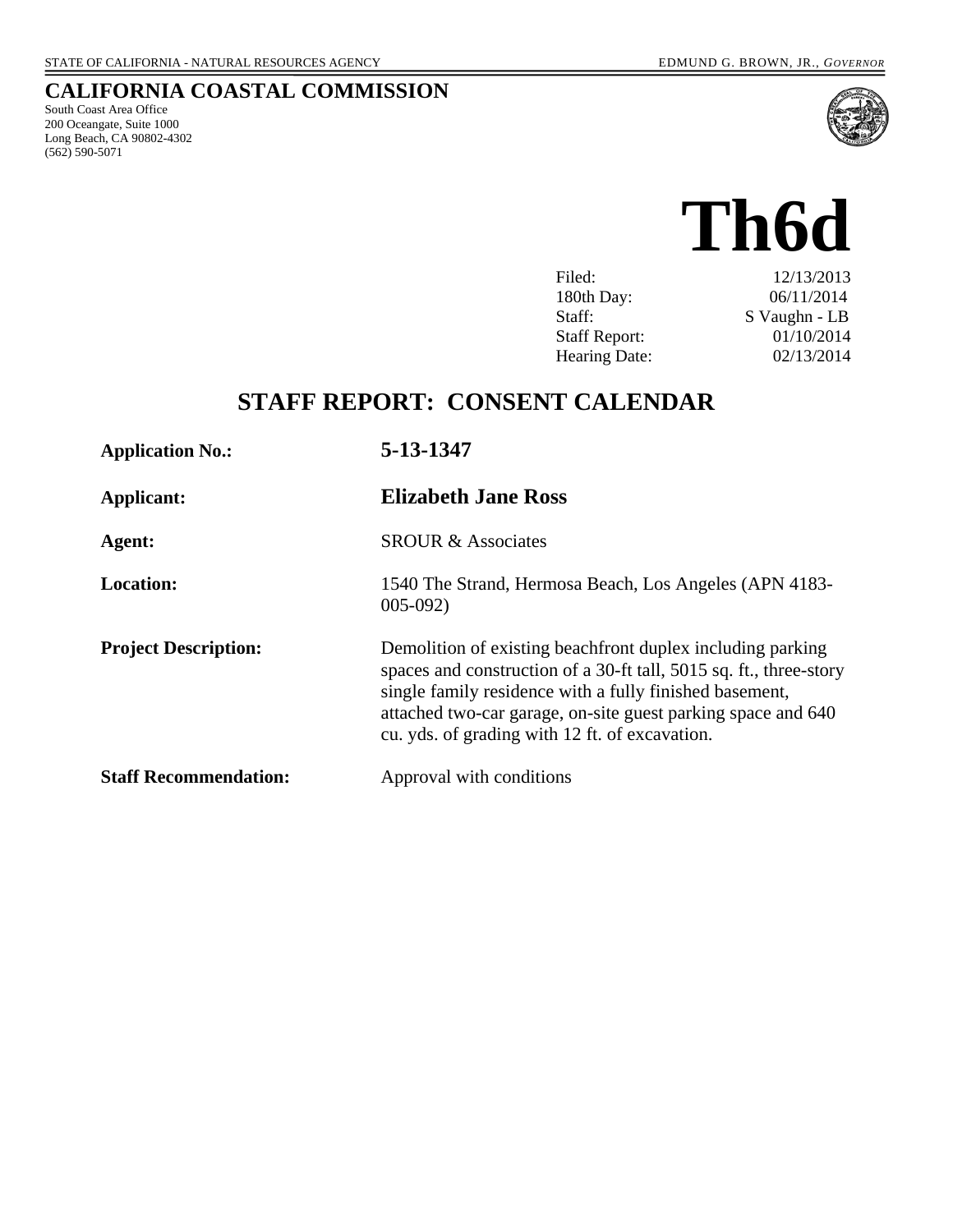STATE OF CALIFORNIA - NATURAL RESOURCES AGENCY

EDMUND G. BROWN, JR., *GOVERNOR*

# CALIFORNIA COASTAL COMMISSION

South Coast Area Office
200 Oceangate, Suite 1000
Long Beach, CA 90802-4302
(562) 590-5071

# Th6d

| | |
|---|---|
| Filed: | 12/13/2013 |
| 180th Day: | 06/11/2014 |
| Staff: | S Vaughn - LB |
| Staff Report: | 01/10/2014 |
| Hearing Date: | 02/13/2014 |

## STAFF REPORT: CONSENT CALENDAR

| | |
|---|---|
| **Application No.:** | **5-13-1347** |
| **Applicant:** | **Elizabeth Jane Ross** |
| **Agent:** | SROUR & Associates |
| **Location:** | 1540 The Strand, Hermosa Beach, Los Angeles (APN 4183-005-092) |
| **Project Description:** | Demolition of existing beachfront duplex including parking spaces and construction of a 30-ft tall, 5015 sq. ft., three-story single family residence with a fully finished basement, attached two-car garage, on-site guest parking space and 640 cu. yds. of grading with 12 ft. of excavation. |
| **Staff Recommendation:** | Approval with conditions |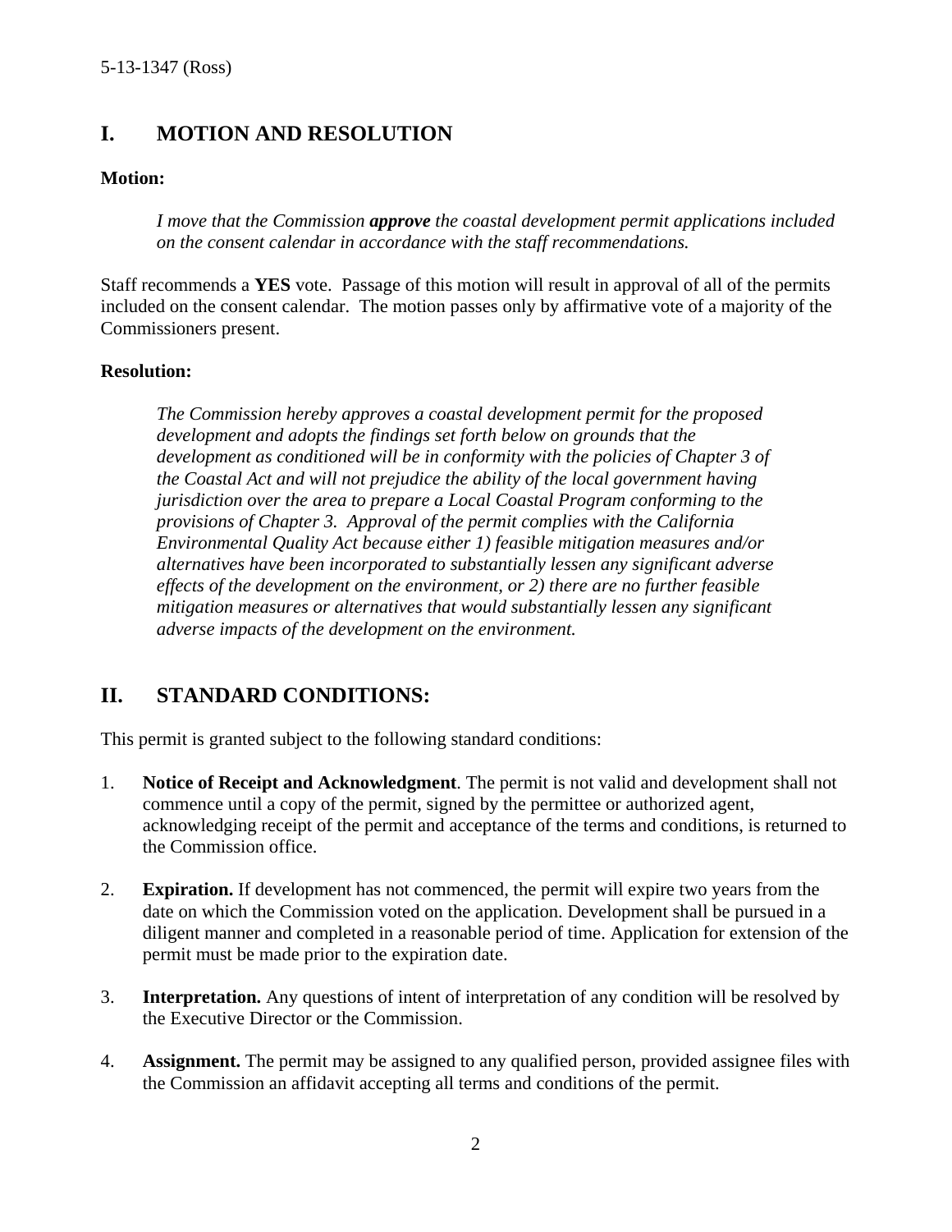## I. MOTION AND RESOLUTION

**Motion:**

> *I move that the Commission* ***approve*** *the coastal development permit applications included on the consent calendar in accordance with the staff recommendations.*

Staff recommends a **YES** vote. Passage of this motion will result in approval of all of the permits included on the consent calendar. The motion passes only by affirmative vote of a majority of the Commissioners present.

**Resolution:**

> *The Commission hereby approves a coastal development permit for the proposed development and adopts the findings set forth below on grounds that the development as conditioned will be in conformity with the policies of Chapter 3 of the Coastal Act and will not prejudice the ability of the local government having jurisdiction over the area to prepare a Local Coastal Program conforming to the provisions of Chapter 3. Approval of the permit complies with the California Environmental Quality Act because either 1) feasible mitigation measures and/or alternatives have been incorporated to substantially lessen any significant adverse effects of the development on the environment, or 2) there are no further feasible mitigation measures or alternatives that would substantially lessen any significant adverse impacts of the development on the environment.*

## II. STANDARD CONDITIONS:

This permit is granted subject to the following standard conditions:

1. **Notice of Receipt and Acknowledgment**. The permit is not valid and development shall not commence until a copy of the permit, signed by the permittee or authorized agent, acknowledging receipt of the permit and acceptance of the terms and conditions, is returned to the Commission office.

2. **Expiration.** If development has not commenced, the permit will expire two years from the date on which the Commission voted on the application. Development shall be pursued in a diligent manner and completed in a reasonable period of time. Application for extension of the permit must be made prior to the expiration date.

3. **Interpretation.** Any questions of intent of interpretation of any condition will be resolved by the Executive Director or the Commission.

4. **Assignment.** The permit may be assigned to any qualified person, provided assignee files with the Commission an affidavit accepting all terms and conditions of the permit.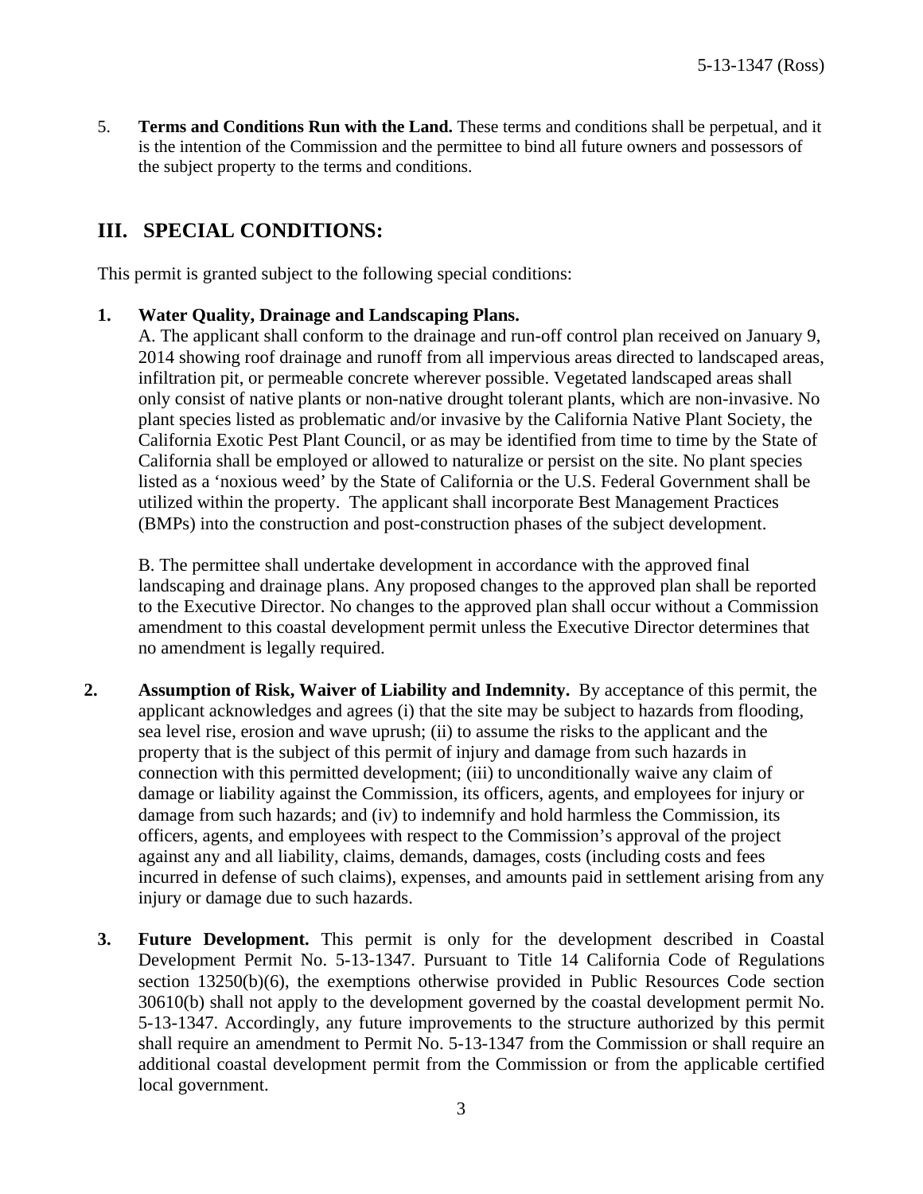5. **Terms and Conditions Run with the Land.** These terms and conditions shall be perpetual, and it is the intention of the Commission and the permittee to bind all future owners and possessors of the subject property to the terms and conditions.

## III. SPECIAL CONDITIONS:

This permit is granted subject to the following special conditions:

1. **Water Quality, Drainage and Landscaping Plans.**
   A. The applicant shall conform to the drainage and run-off control plan received on January 9, 2014 showing roof drainage and runoff from all impervious areas directed to landscaped areas, infiltration pit, or permeable concrete wherever possible. Vegetated landscaped areas shall only consist of native plants or non-native drought tolerant plants, which are non-invasive. No plant species listed as problematic and/or invasive by the California Native Plant Society, the California Exotic Pest Plant Council, or as may be identified from time to time by the State of California shall be employed or allowed to naturalize or persist on the site. No plant species listed as a 'noxious weed' by the State of California or the U.S. Federal Government shall be utilized within the property. The applicant shall incorporate Best Management Practices (BMPs) into the construction and post-construction phases of the subject development.

   B. The permittee shall undertake development in accordance with the approved final landscaping and drainage plans. Any proposed changes to the approved plan shall be reported to the Executive Director. No changes to the approved plan shall occur without a Commission amendment to this coastal development permit unless the Executive Director determines that no amendment is legally required.

2. **Assumption of Risk, Waiver of Liability and Indemnity.** By acceptance of this permit, the applicant acknowledges and agrees (i) that the site may be subject to hazards from flooding, sea level rise, erosion and wave uprush; (ii) to assume the risks to the applicant and the property that is the subject of this permit of injury and damage from such hazards in connection with this permitted development; (iii) to unconditionally waive any claim of damage or liability against the Commission, its officers, agents, and employees for injury or damage from such hazards; and (iv) to indemnify and hold harmless the Commission, its officers, agents, and employees with respect to the Commission's approval of the project against any and all liability, claims, demands, damages, costs (including costs and fees incurred in defense of such claims), expenses, and amounts paid in settlement arising from any injury or damage due to such hazards.

3. **Future Development.** This permit is only for the development described in Coastal Development Permit No. 5-13-1347. Pursuant to Title 14 California Code of Regulations section 13250(b)(6), the exemptions otherwise provided in Public Resources Code section 30610(b) shall not apply to the development governed by the coastal development permit No. 5-13-1347. Accordingly, any future improvements to the structure authorized by this permit shall require an amendment to Permit No. 5-13-1347 from the Commission or shall require an additional coastal development permit from the Commission or from the applicable certified local government.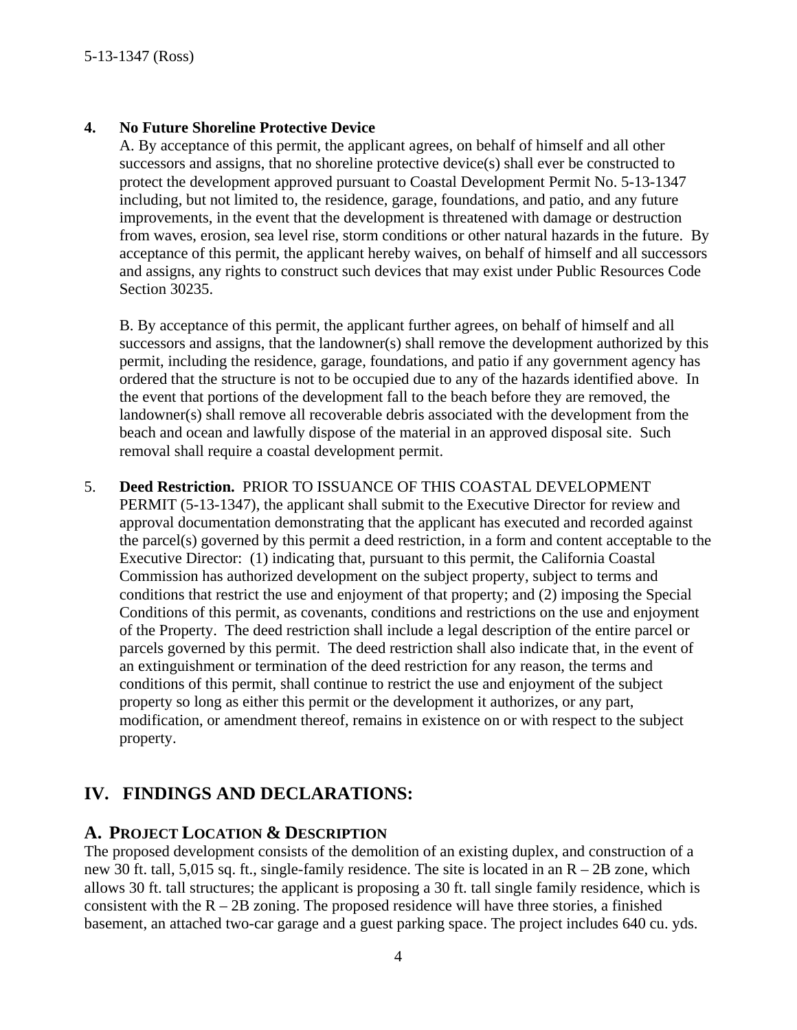4. **No Future Shoreline Protective Device**

   A. By acceptance of this permit, the applicant agrees, on behalf of himself and all other successors and assigns, that no shoreline protective device(s) shall ever be constructed to protect the development approved pursuant to Coastal Development Permit No. 5-13-1347 including, but not limited to, the residence, garage, foundations, and patio, and any future improvements, in the event that the development is threatened with damage or destruction from waves, erosion, sea level rise, storm conditions or other natural hazards in the future. By acceptance of this permit, the applicant hereby waives, on behalf of himself and all successors and assigns, any rights to construct such devices that may exist under Public Resources Code Section 30235.

   B. By acceptance of this permit, the applicant further agrees, on behalf of himself and all successors and assigns, that the landowner(s) shall remove the development authorized by this permit, including the residence, garage, foundations, and patio if any government agency has ordered that the structure is not to be occupied due to any of the hazards identified above. In the event that portions of the development fall to the beach before they are removed, the landowner(s) shall remove all recoverable debris associated with the development from the beach and ocean and lawfully dispose of the material in an approved disposal site. Such removal shall require a coastal development permit.

5. **Deed Restriction.** PRIOR TO ISSUANCE OF THIS COASTAL DEVELOPMENT PERMIT (5-13-1347), the applicant shall submit to the Executive Director for review and approval documentation demonstrating that the applicant has executed and recorded against the parcel(s) governed by this permit a deed restriction, in a form and content acceptable to the Executive Director: (1) indicating that, pursuant to this permit, the California Coastal Commission has authorized development on the subject property, subject to terms and conditions that restrict the use and enjoyment of that property; and (2) imposing the Special Conditions of this permit, as covenants, conditions and restrictions on the use and enjoyment of the Property. The deed restriction shall include a legal description of the entire parcel or parcels governed by this permit. The deed restriction shall also indicate that, in the event of an extinguishment or termination of the deed restriction for any reason, the terms and conditions of this permit, shall continue to restrict the use and enjoyment of the subject property so long as either this permit or the development it authorizes, or any part, modification, or amendment thereof, remains in existence on or with respect to the subject property.

## IV. FINDINGS AND DECLARATIONS:

### A. Project Location & Description

The proposed development consists of the demolition of an existing duplex, and construction of a new 30 ft. tall, 5,015 sq. ft., single-family residence. The site is located in an R – 2B zone, which allows 30 ft. tall structures; the applicant is proposing a 30 ft. tall single family residence, which is consistent with the R – 2B zoning. The proposed residence will have three stories, a finished basement, an attached two-car garage and a guest parking space. The project includes 640 cu. yds.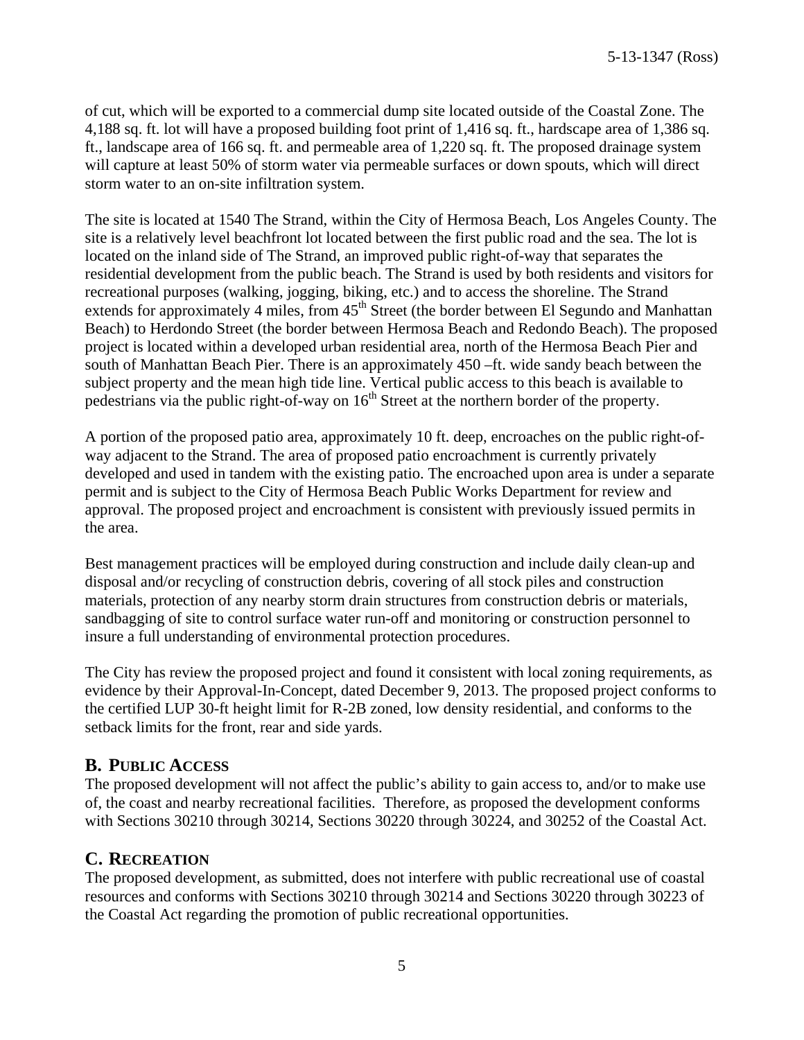of cut, which will be exported to a commercial dump site located outside of the Coastal Zone. The 4,188 sq. ft. lot will have a proposed building foot print of 1,416 sq. ft., hardscape area of 1,386 sq. ft., landscape area of 166 sq. ft. and permeable area of 1,220 sq. ft. The proposed drainage system will capture at least 50% of storm water via permeable surfaces or down spouts, which will direct storm water to an on-site infiltration system.

The site is located at 1540 The Strand, within the City of Hermosa Beach, Los Angeles County. The site is a relatively level beachfront lot located between the first public road and the sea. The lot is located on the inland side of The Strand, an improved public right-of-way that separates the residential development from the public beach. The Strand is used by both residents and visitors for recreational purposes (walking, jogging, biking, etc.) and to access the shoreline. The Strand extends for approximately 4 miles, from 45th Street (the border between El Segundo and Manhattan Beach) to Herdondo Street (the border between Hermosa Beach and Redondo Beach). The proposed project is located within a developed urban residential area, north of the Hermosa Beach Pier and south of Manhattan Beach Pier. There is an approximately 450 –ft. wide sandy beach between the subject property and the mean high tide line. Vertical public access to this beach is available to pedestrians via the public right-of-way on 16th Street at the northern border of the property.

A portion of the proposed patio area, approximately 10 ft. deep, encroaches on the public right-of-way adjacent to the Strand. The area of proposed patio encroachment is currently privately developed and used in tandem with the existing patio. The encroached upon area is under a separate permit and is subject to the City of Hermosa Beach Public Works Department for review and approval. The proposed project and encroachment is consistent with previously issued permits in the area.

Best management practices will be employed during construction and include daily clean-up and disposal and/or recycling of construction debris, covering of all stock piles and construction materials, protection of any nearby storm drain structures from construction debris or materials, sandbagging of site to control surface water run-off and monitoring or construction personnel to insure a full understanding of environmental protection procedures.

The City has review the proposed project and found it consistent with local zoning requirements, as evidence by their Approval-In-Concept, dated December 9, 2013. The proposed project conforms to the certified LUP 30-ft height limit for R-2B zoned, low density residential, and conforms to the setback limits for the front, rear and side yards.

## B. Public Access

The proposed development will not affect the public's ability to gain access to, and/or to make use of, the coast and nearby recreational facilities. Therefore, as proposed the development conforms with Sections 30210 through 30214, Sections 30220 through 30224, and 30252 of the Coastal Act.

## C. Recreation

The proposed development, as submitted, does not interfere with public recreational use of coastal resources and conforms with Sections 30210 through 30214 and Sections 30220 through 30223 of the Coastal Act regarding the promotion of public recreational opportunities.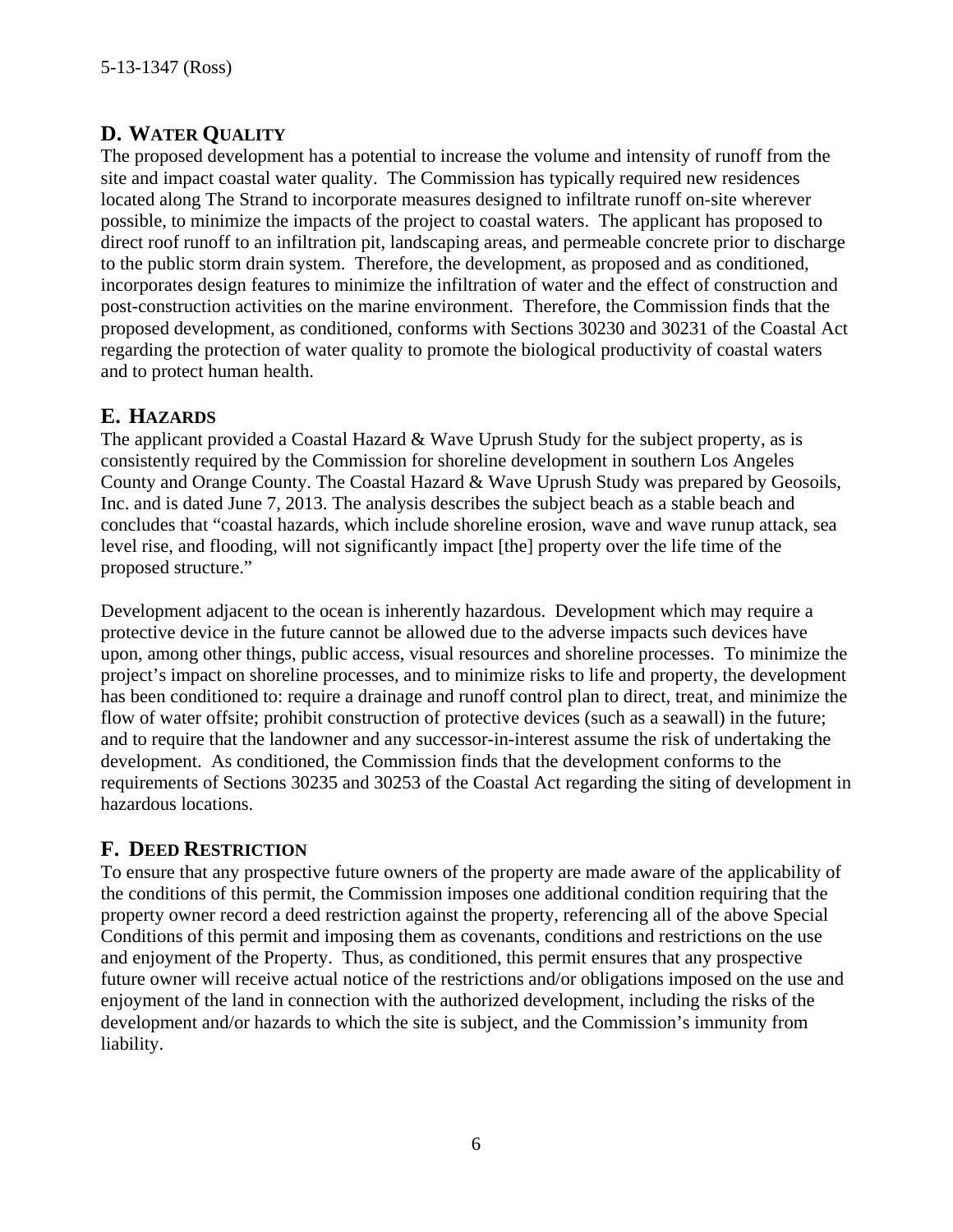## D. WATER QUALITY

The proposed development has a potential to increase the volume and intensity of runoff from the site and impact coastal water quality. The Commission has typically required new residences located along The Strand to incorporate measures designed to infiltrate runoff on-site wherever possible, to minimize the impacts of the project to coastal waters. The applicant has proposed to direct roof runoff to an infiltration pit, landscaping areas, and permeable concrete prior to discharge to the public storm drain system. Therefore, the development, as proposed and as conditioned, incorporates design features to minimize the infiltration of water and the effect of construction and post-construction activities on the marine environment. Therefore, the Commission finds that the proposed development, as conditioned, conforms with Sections 30230 and 30231 of the Coastal Act regarding the protection of water quality to promote the biological productivity of coastal waters and to protect human health.

## E. HAZARDS

The applicant provided a Coastal Hazard & Wave Uprush Study for the subject property, as is consistently required by the Commission for shoreline development in southern Los Angeles County and Orange County. The Coastal Hazard & Wave Uprush Study was prepared by Geosoils, Inc. and is dated June 7, 2013. The analysis describes the subject beach as a stable beach and concludes that "coastal hazards, which include shoreline erosion, wave and wave runup attack, sea level rise, and flooding, will not significantly impact [the] property over the life time of the proposed structure."

Development adjacent to the ocean is inherently hazardous. Development which may require a protective device in the future cannot be allowed due to the adverse impacts such devices have upon, among other things, public access, visual resources and shoreline processes. To minimize the project's impact on shoreline processes, and to minimize risks to life and property, the development has been conditioned to: require a drainage and runoff control plan to direct, treat, and minimize the flow of water offsite; prohibit construction of protective devices (such as a seawall) in the future; and to require that the landowner and any successor-in-interest assume the risk of undertaking the development. As conditioned, the Commission finds that the development conforms to the requirements of Sections 30235 and 30253 of the Coastal Act regarding the siting of development in hazardous locations.

## F. DEED RESTRICTION

To ensure that any prospective future owners of the property are made aware of the applicability of the conditions of this permit, the Commission imposes one additional condition requiring that the property owner record a deed restriction against the property, referencing all of the above Special Conditions of this permit and imposing them as covenants, conditions and restrictions on the use and enjoyment of the Property. Thus, as conditioned, this permit ensures that any prospective future owner will receive actual notice of the restrictions and/or obligations imposed on the use and enjoyment of the land in connection with the authorized development, including the risks of the development and/or hazards to which the site is subject, and the Commission's immunity from liability.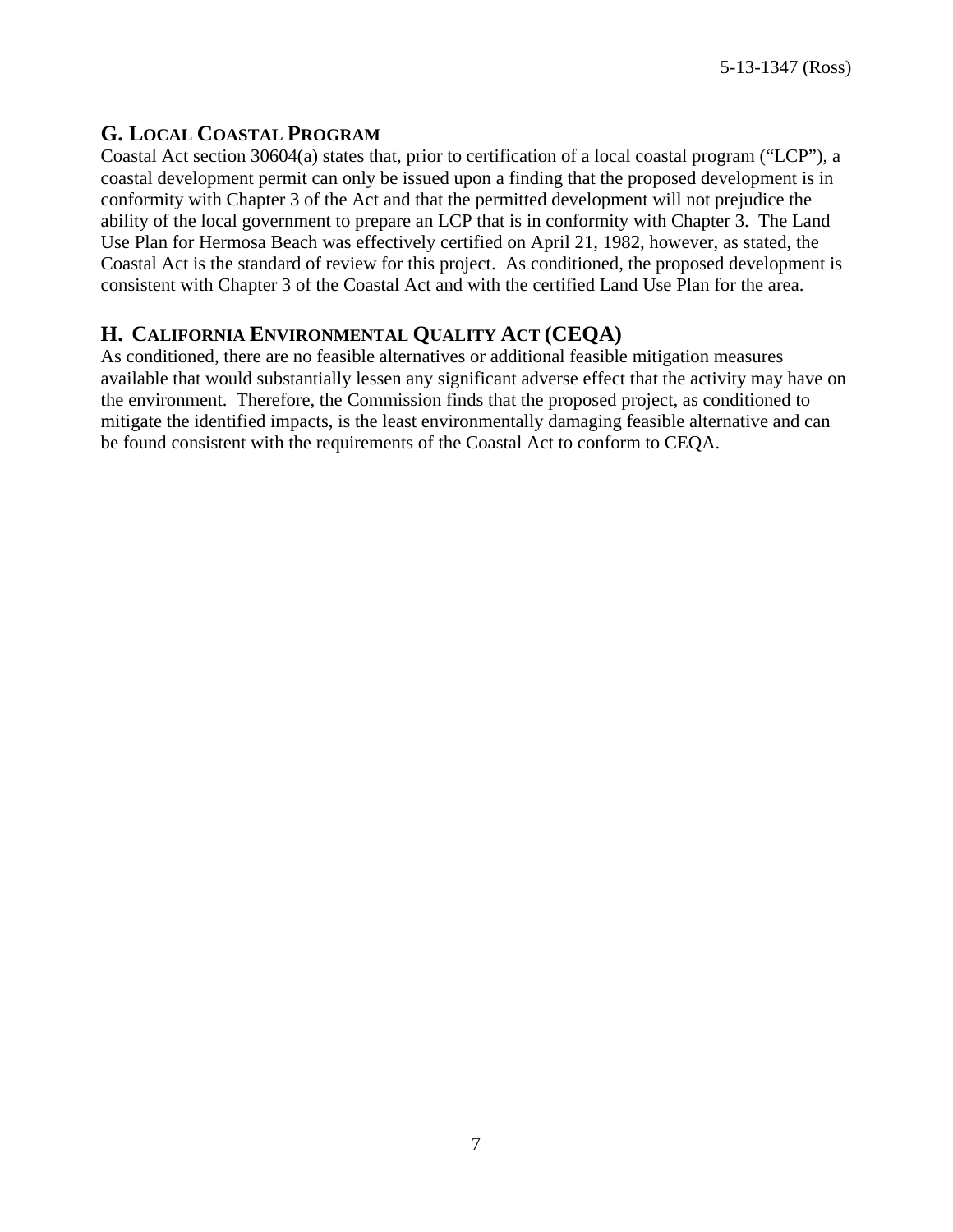## G. Local Coastal Program

Coastal Act section 30604(a) states that, prior to certification of a local coastal program ("LCP"), a coastal development permit can only be issued upon a finding that the proposed development is in conformity with Chapter 3 of the Act and that the permitted development will not prejudice the ability of the local government to prepare an LCP that is in conformity with Chapter 3. The Land Use Plan for Hermosa Beach was effectively certified on April 21, 1982, however, as stated, the Coastal Act is the standard of review for this project. As conditioned, the proposed development is consistent with Chapter 3 of the Coastal Act and with the certified Land Use Plan for the area.

## H. California Environmental Quality Act (CEQA)

As conditioned, there are no feasible alternatives or additional feasible mitigation measures available that would substantially lessen any significant adverse effect that the activity may have on the environment. Therefore, the Commission finds that the proposed project, as conditioned to mitigate the identified impacts, is the least environmentally damaging feasible alternative and can be found consistent with the requirements of the Coastal Act to conform to CEQA.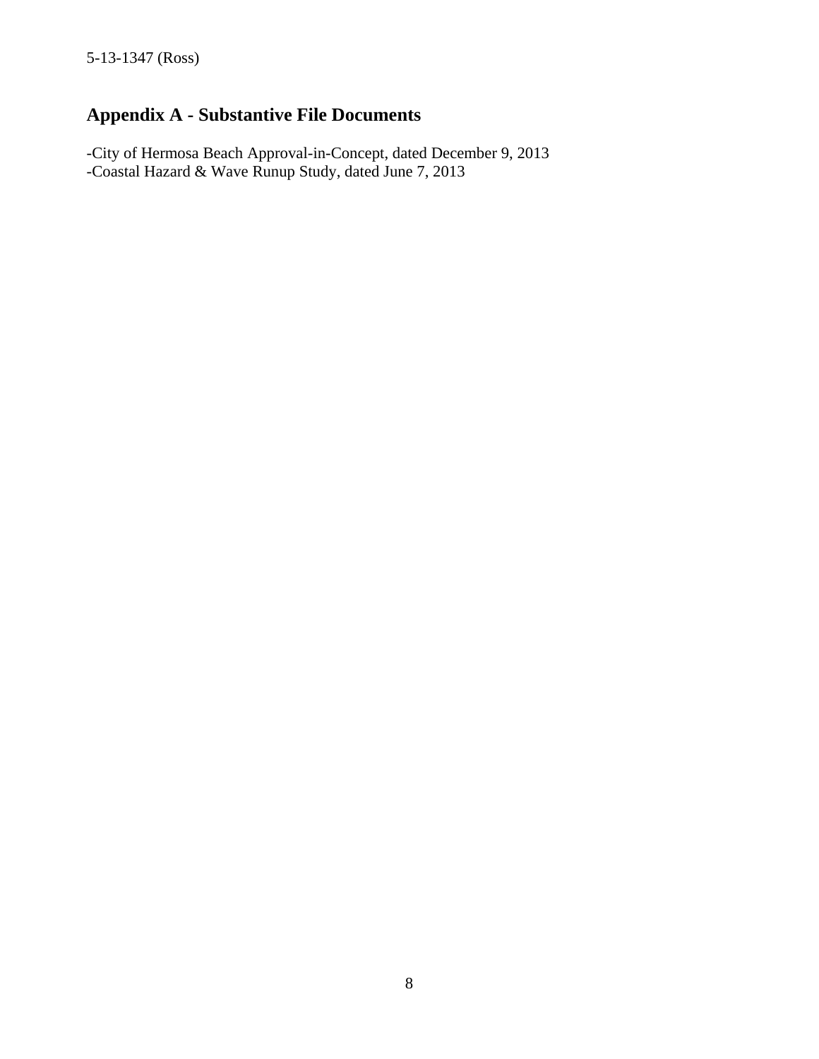## Appendix A - Substantive File Documents

-City of Hermosa Beach Approval-in-Concept, dated December 9, 2013
-Coastal Hazard & Wave Runup Study, dated June 7, 2013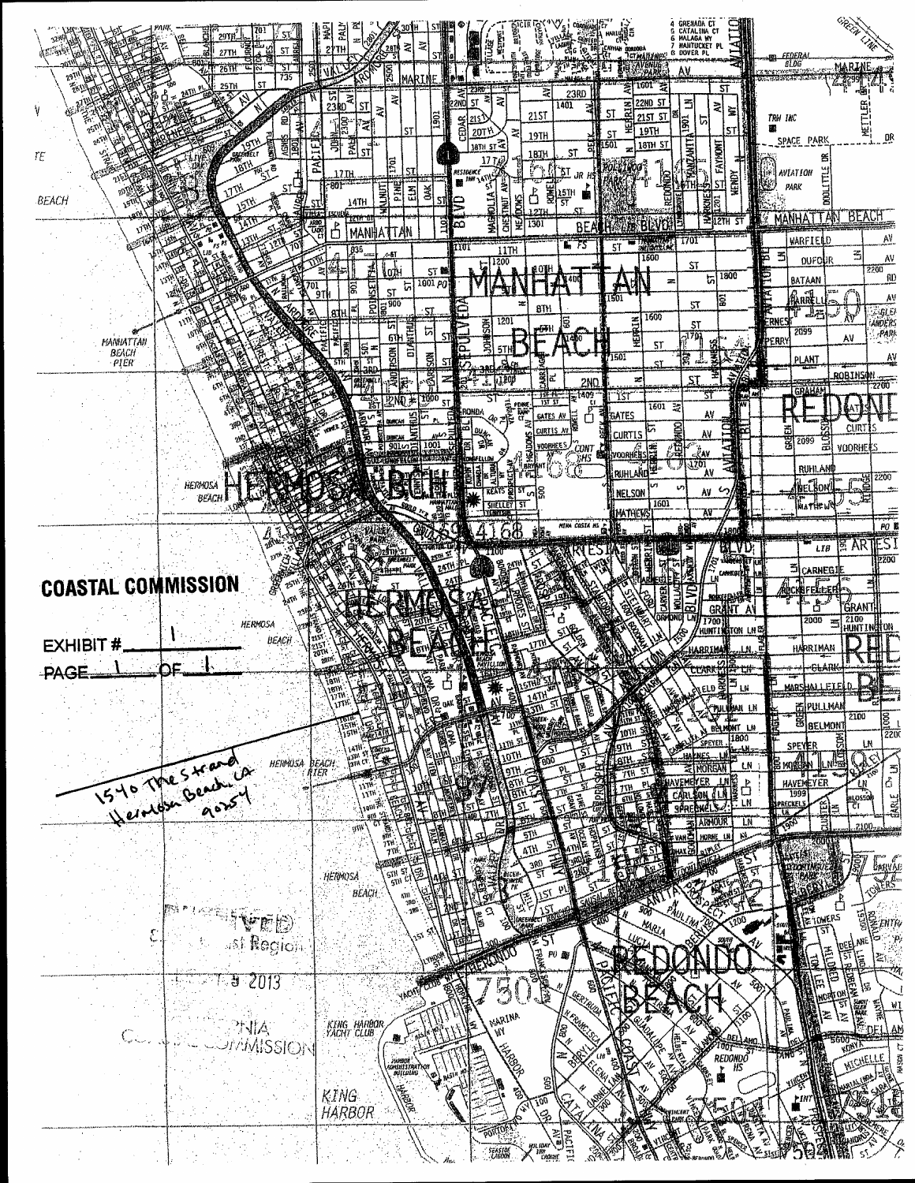**COASTAL COMMISSION**

EXHIBIT # 1

PAGE 1 OF 1

1540 The Strand
Hermosa Beach, CA
90254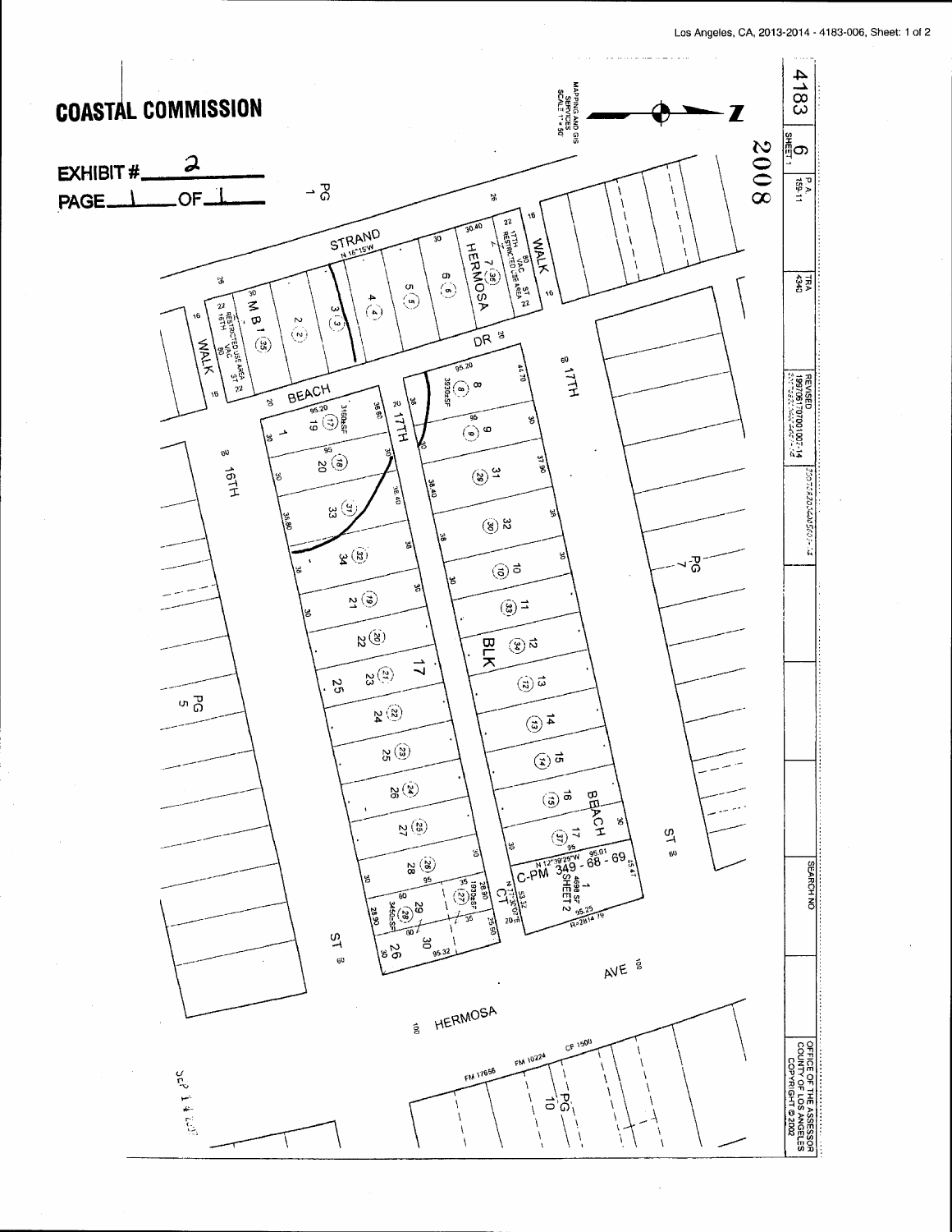# COASTAL COMMISSION

EXHIBIT # 2

PAGE 1 OF 1

MAPPING AND GIS SERVICES
SCALE 1" = 50'

4183 | 6 | SHEET 1 | P.A. 159-11 | TRA 4340

2008

REVISED
1997061707001007-14

SEARCH NO

OFFICE OF THE ASSESSOR
COUNTY OF LOS ANGELES
COPYRIGHT © 2002

STRAND

HERMOSA WALK

17TH ST VAC. RESTRICTED USE AREA

16TH ST VAC. RESTRICTED USE AREA

WALK

M B 1

BEACH DR

16TH ST

17TH ST

BLK 17

HERMOSA BEACH CT

HERMOSA AVE

C-PM 349 - 68 - 69
PARCEL 1
SHEET 2
4698 SF

PG 1

PG 5

PG 7

PG 10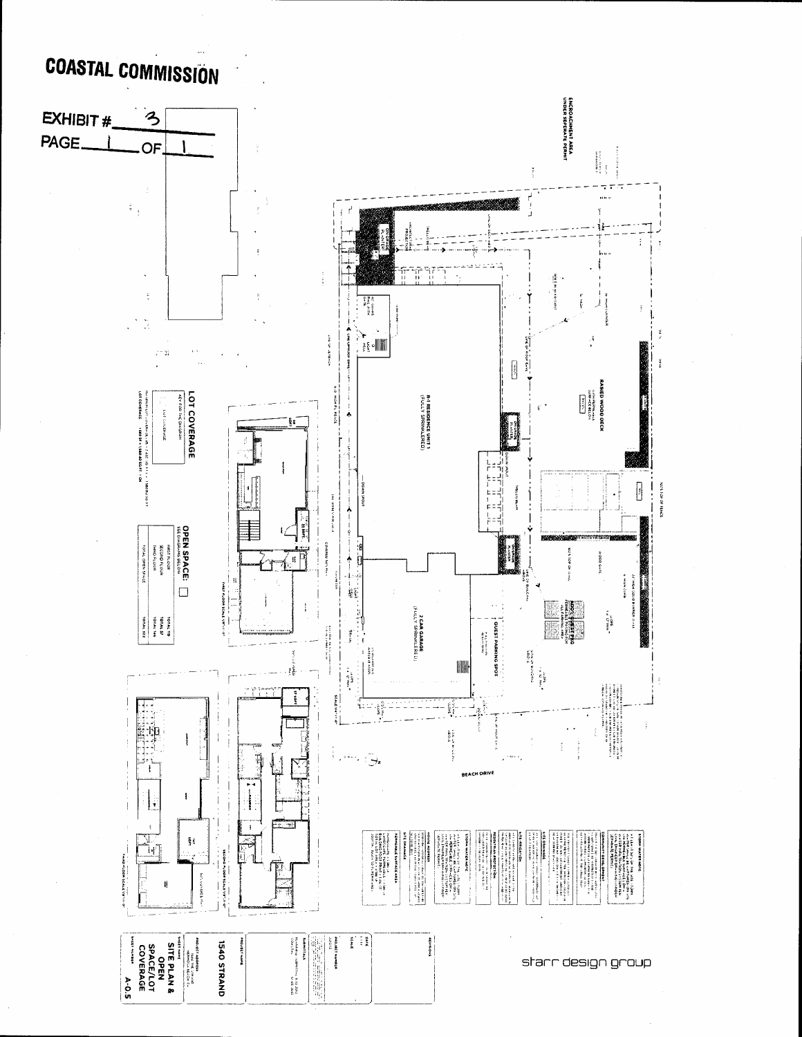# COASTAL COMMISSION

EXHIBIT # 3

PAGE 1 OF 1

ENCROACHMENT AREA UNDER SEPERATE PERMIT

RAISED WOOD DECK

R-1 RESIDENCE UNIT 1 (FULLY SPRINKLERED)

2 CAR GARAGE (FULLY SPRINKLERED)

GUEST PARKING SPOT

BEACH DRIVE

LOT COVERAGE

KEY FOR THE DIAGRAM

LOT COVERAGE

OPEN SPACE:

SEE DIAGRAMS BELOW

| | |
|---|---|
| FIRST FLOOR | TOTAL 119 |
| SECOND FLOOR | TOTAL 57 |
| THIRD FLOOR | TOTAL 146 |
| TOTAL OPEN SPACE | TOTAL 322 |

FIRST FLOOR SCALE 1/16"=1'-0"

SECOND FLOOR SCALE 1/16"=1'-0"

THIRD FLOOR SCALE 1/16"=1'-0"

starr design group

PROJECT NAME

1540 STRAND

SHEET NAME

SITE PLAN & OPEN SPACE/LOT COVERAGE

SHEET NUMBER

A-0.5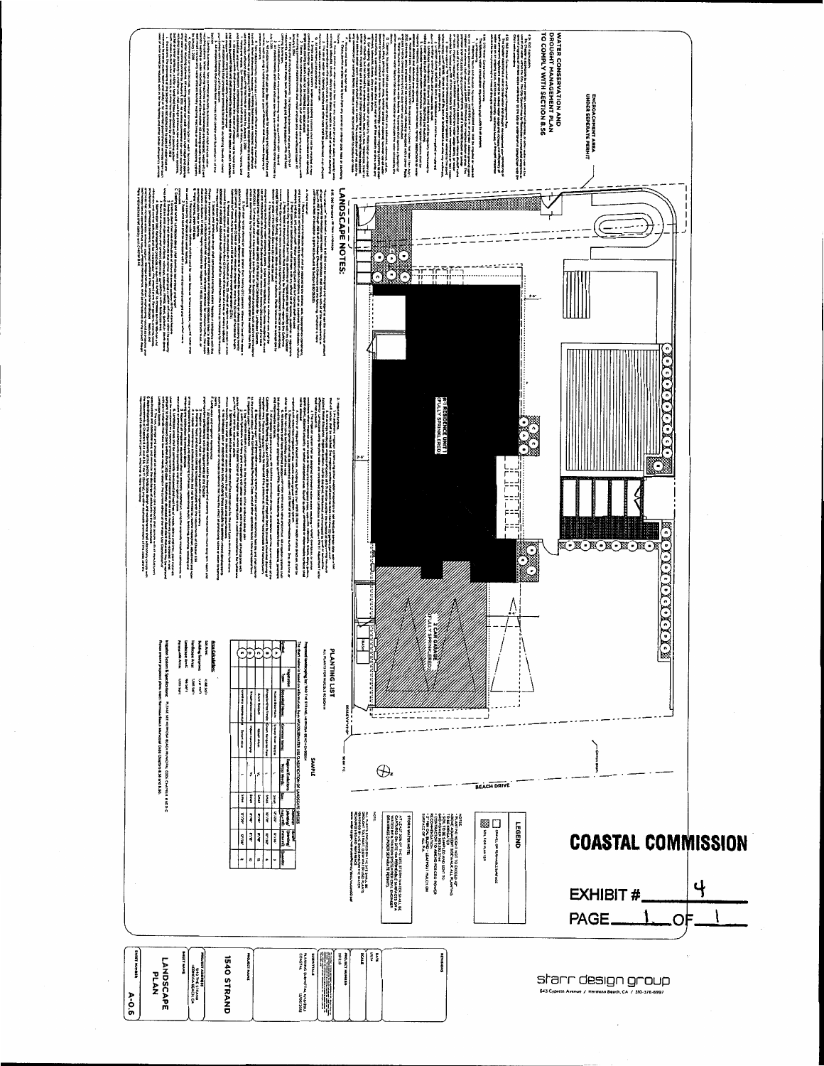# COASTAL COMMISSION

EXHIBIT # 4

PAGE 1 OF 1

## WATER CONSERVATION AND DROUGHT MANAGEMENT PLAN TO COMPLY WITH SECTION 8.56

ENCROACHMENT AREA UNDER SEPERATE PERMIT

## LANDSCAPE NOTES:

## PLANTING LIST

ALL PLANTS FOR HUNDREDS OF ROOMS

SAMPLE

LEGEND

BEACH DRIVE

starr design group

643 Cypress Avenue / Hermosa Beach, CA / 310-376-6997

1540 STRAND

LANDSCAPE PLAN

A-0.6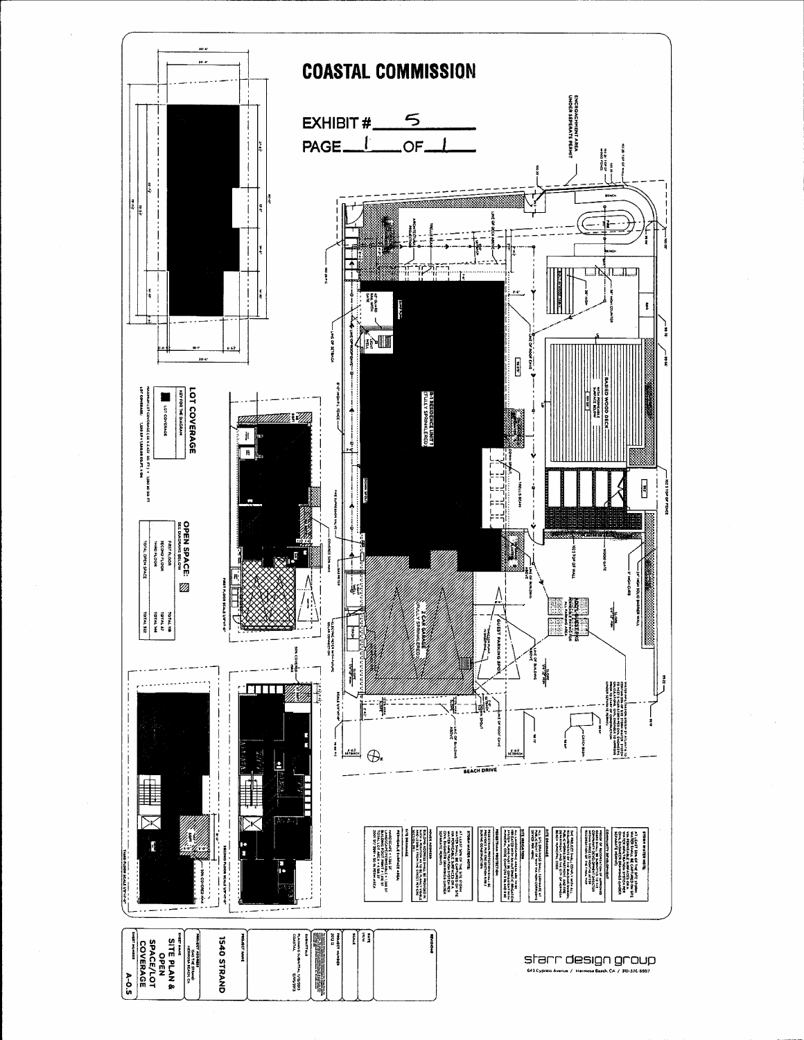# COASTAL COMMISSION

EXHIBIT # 5

PAGE 1 OF 1

ENCROACHMENT AREA UNDER SEPERATE PERMIT

RAISED WOOD DECK

R-1 RESIDENCE UNIT 1 (FULLY SPRINKLERED)

2 CAR GARAGE (FULLY SPRINKLERED)

GUEST PARKING SPOT

BEACH DRIVE

## LOT COVERAGE

KEY FOR THE DIAGRAM

LOT COVERAGE

## OPEN SPACE:

SEE DIAGRAMS BELOW

| | |
|---|---|
| FIRST FLOOR | TOTAL 118 |
| SECOND FLOOR | TOTAL 87 |
| THIRD FLOOR | TOTAL 146 |
| TOTAL OPEN SPACE | TOTAL 352 |

FIRST FLOOR SCALE 1/8"=1'-0"

SECOND FLOOR SCALE 1/8"=1'-0"

THIRD FLOOR SCALE 1/8"=1'-0"

starr design group

643 Cypress Avenue / Hermosa Beach, CA / 310-376-6997

PROJECT NAME: 1540 STRAND

PROJECT ADDRESS: 1540 THE STRAND, HERMOSA BEACH, CA

SHEET NAME: SITE PLAN & OPEN SPACE/LOT COVERAGE

SHEET NUMBER: A-0.5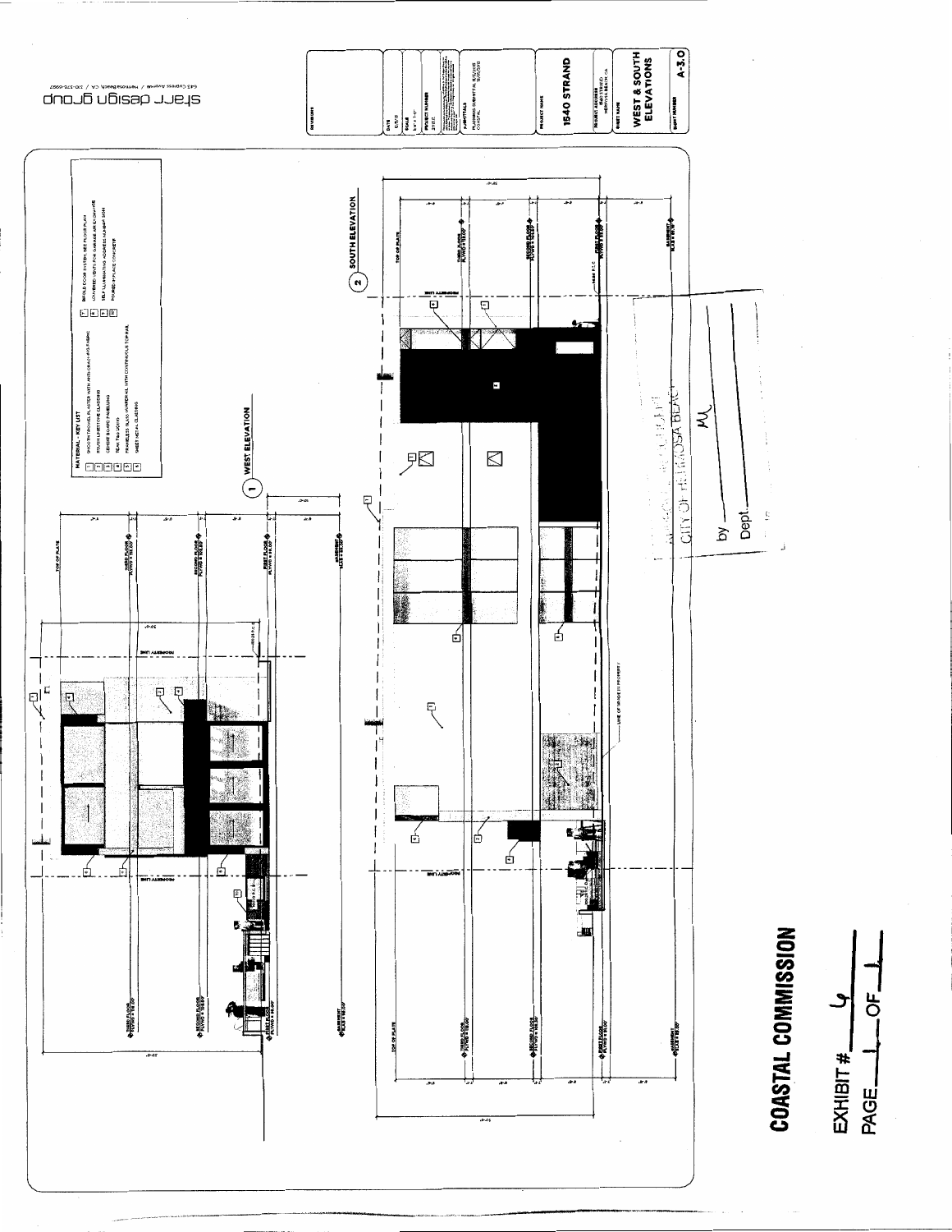starr design group

643 Cypress Avenue / Hermosa Beach, CA / 310-376-0997

REVISIONS

DATE

SCALE

PROJECT NUMBER

SUBMITTALS

PLANNING SUBMITTAL

PROJECT NAME

1540 STRAND

PROJECT ADDRESS

1540 STRAND HERMOSA BEACH, CA

SHEET NAME

WEST & SOUTH ELEVATIONS

SHEET NUMBER

A-3.0

MATERIAL - KEY LIST

1. SMOOTH TROWEL PLASTER WITH ANTI-CRACKING FABRIC
2. ROOFTOP LIMESTONE CLADDING
3. CEMENT BOARD PANELING
4. TEAK TBD (WOOD)
5. FRAMELESS GLASS HANDRAIL WITH CONTINUOUS TOP RAIL
6. SHEET METAL CLADDING
7. BIFOLD DOOR SYSTEM SEE FLOOR PLAN
8. LOUVERED VENTS FOR GARAGE AIR EXCHANGE
9. SELF ILLUMINATING ADDRESS NUMBER SIGN
10. POURED IN PLACE CONCRETE

1 WEST ELEVATION

2 SOUTH ELEVATION

TOP OF PLATE

THIRD FLOOR

SECOND FLOOR

FIRST FLOOR

BASEMENT

PROPERTY LINE

LINE OF BRIDGE IN PROPERTY

CITY OF HERMOSA BEACH

by

Dept.

COASTAL COMMISSION

EXHIBIT # 6

PAGE 1 OF 1